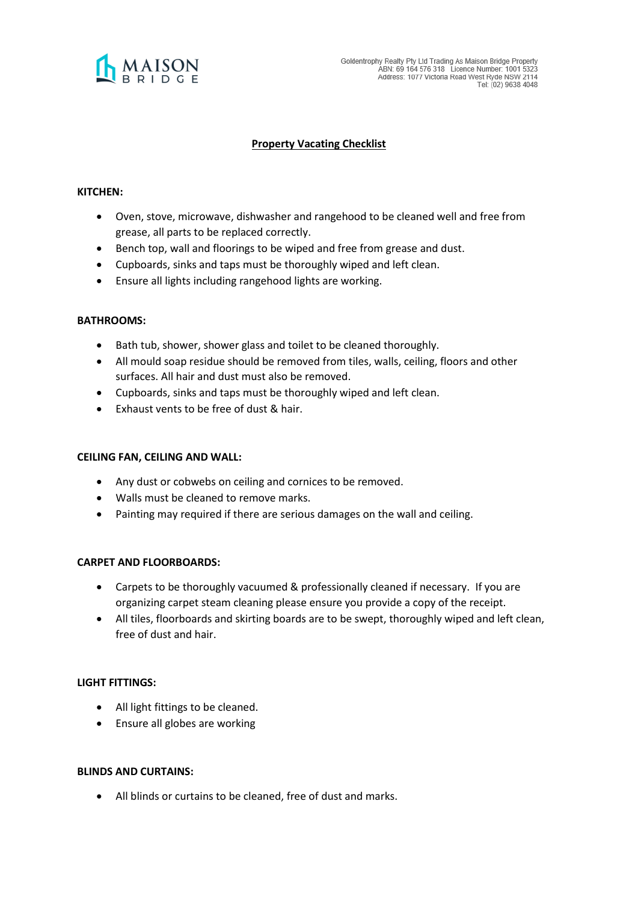MAISON BRIDGE

Goldentrophy Realty Pty Ltd Trading As Maison Bridge Property
ABN: 69 164 576 318 Licence Number: 1001 5323
Address: 1077 Victoria Road West Ryde NSW 2114
Tel: (02) 9638 4048

# Property Vacating Checklist

**KITCHEN:**

- Oven, stove, microwave, dishwasher and rangehood to be cleaned well and free from grease, all parts to be replaced correctly.
- Bench top, wall and floorings to be wiped and free from grease and dust.
- Cupboards, sinks and taps must be thoroughly wiped and left clean.
- Ensure all lights including rangehood lights are working.

**BATHROOMS:**

- Bath tub, shower, shower glass and toilet to be cleaned thoroughly.
- All mould soap residue should be removed from tiles, walls, ceiling, floors and other surfaces. All hair and dust must also be removed.
- Cupboards, sinks and taps must be thoroughly wiped and left clean.
- Exhaust vents to be free of dust & hair.

**CEILING FAN, CEILING AND WALL:**

- Any dust or cobwebs on ceiling and cornices to be removed.
- Walls must be cleaned to remove marks.
- Painting may required if there are serious damages on the wall and ceiling.

**CARPET AND FLOORBOARDS:**

- Carpets to be thoroughly vacuumed & professionally cleaned if necessary. If you are organizing carpet steam cleaning please ensure you provide a copy of the receipt.
- All tiles, floorboards and skirting boards are to be swept, thoroughly wiped and left clean, free of dust and hair.

**LIGHT FITTINGS:**

- All light fittings to be cleaned.
- Ensure all globes are working

**BLINDS AND CURTAINS:**

- All blinds or curtains to be cleaned, free of dust and marks.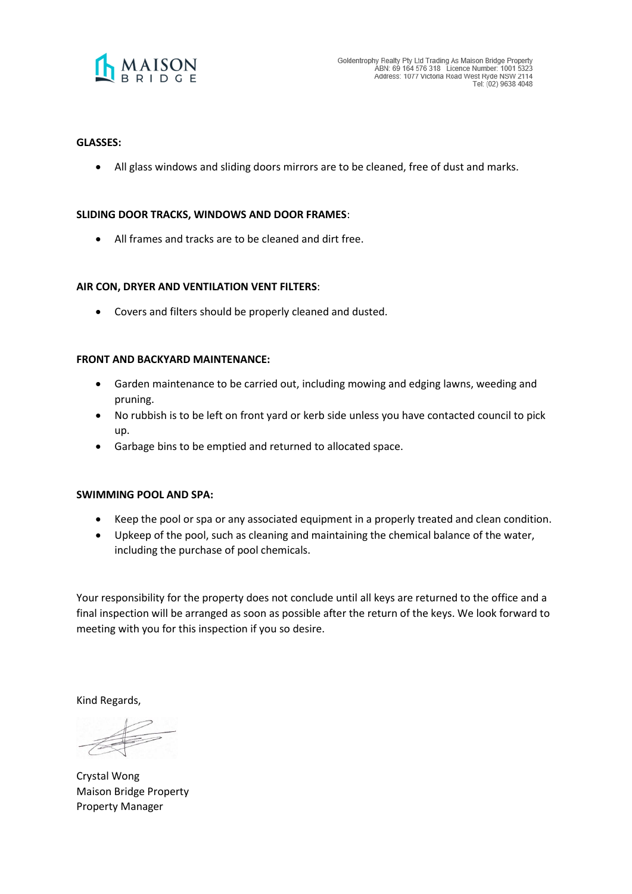**GLASSES:**

- All glass windows and sliding doors mirrors are to be cleaned, free of dust and marks.

**SLIDING DOOR TRACKS, WINDOWS AND DOOR FRAMES**:

- All frames and tracks are to be cleaned and dirt free.

**AIR CON, DRYER AND VENTILATION VENT FILTERS**:

- Covers and filters should be properly cleaned and dusted.

**FRONT AND BACKYARD MAINTENANCE:**

- Garden maintenance to be carried out, including mowing and edging lawns, weeding and pruning.
- No rubbish is to be left on front yard or kerb side unless you have contacted council to pick up.
- Garbage bins to be emptied and returned to allocated space.

**SWIMMING POOL AND SPA:**

- Keep the pool or spa or any associated equipment in a properly treated and clean condition.
- Upkeep of the pool, such as cleaning and maintaining the chemical balance of the water, including the purchase of pool chemicals.

Your responsibility for the property does not conclude until all keys are returned to the office and a final inspection will be arranged as soon as possible after the return of the keys. We look forward to meeting with you for this inspection if you so desire.

Kind Regards,

Crystal Wong
Maison Bridge Property
Property Manager